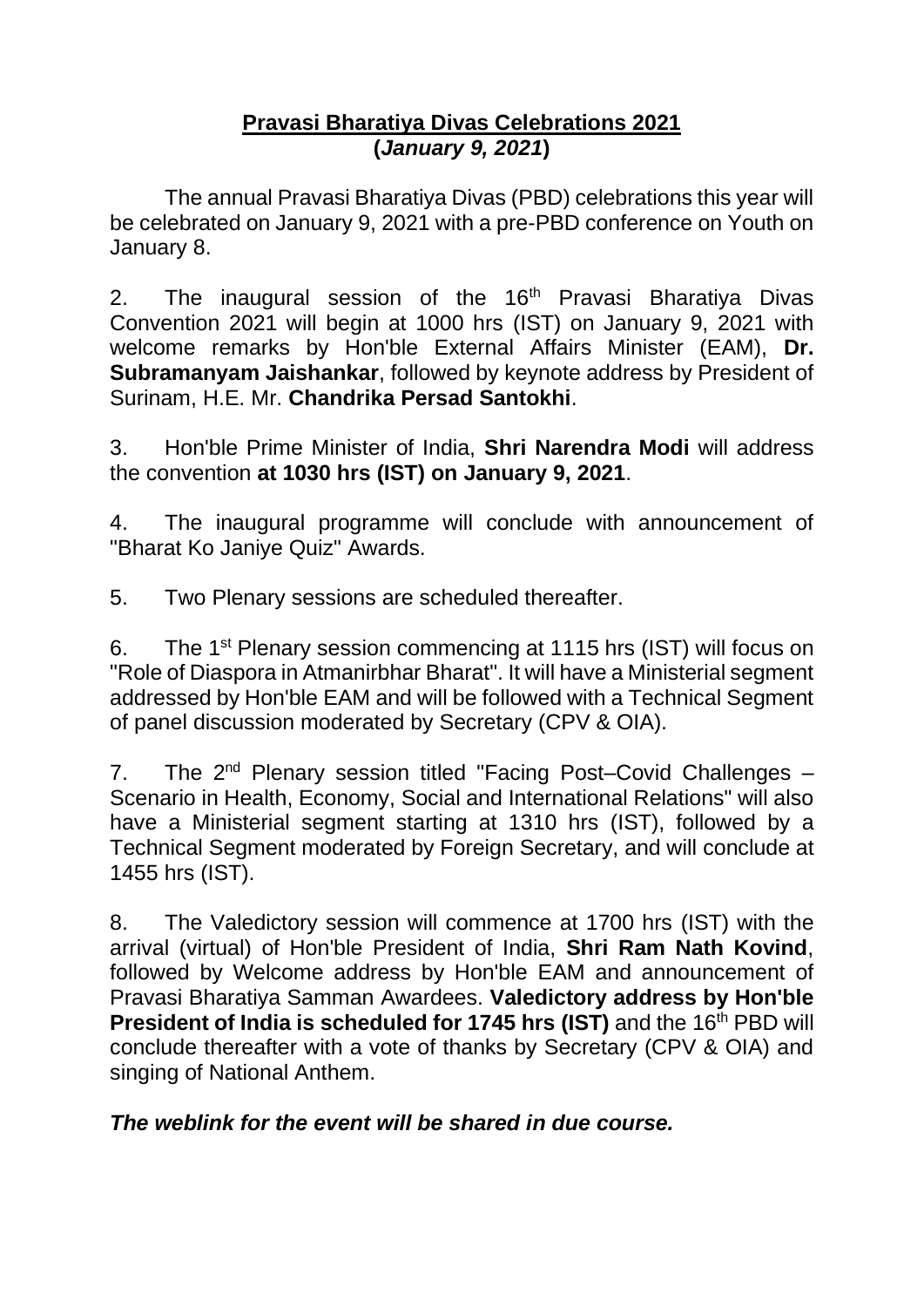# **Pravasi Bharatiya Divas Celebrations 2021**
## **(*January 9, 2021*)**

The annual Pravasi Bharatiya Divas (PBD) celebrations this year will be celebrated on January 9, 2021 with a pre-PBD conference on Youth on January 8.

2. The inaugural session of the 16th Pravasi Bharatiya Divas Convention 2021 will begin at 1000 hrs (IST) on January 9, 2021 with welcome remarks by Hon'ble External Affairs Minister (EAM), **Dr. Subramanyam Jaishankar**, followed by keynote address by President of Surinam, H.E. Mr. **Chandrika Persad Santokhi**.

3. Hon'ble Prime Minister of India, **Shri Narendra Modi** will address the convention **at 1030 hrs (IST) on January 9, 2021**.

4. The inaugural programme will conclude with announcement of "Bharat Ko Janiye Quiz" Awards.

5. Two Plenary sessions are scheduled thereafter.

6. The 1st Plenary session commencing at 1115 hrs (IST) will focus on "Role of Diaspora in Atmanirbhar Bharat". It will have a Ministerial segment addressed by Hon'ble EAM and will be followed with a Technical Segment of panel discussion moderated by Secretary (CPV & OIA).

7. The 2nd Plenary session titled "Facing Post–Covid Challenges – Scenario in Health, Economy, Social and International Relations" will also have a Ministerial segment starting at 1310 hrs (IST), followed by a Technical Segment moderated by Foreign Secretary, and will conclude at 1455 hrs (IST).

8. The Valedictory session will commence at 1700 hrs (IST) with the arrival (virtual) of Hon'ble President of India, **Shri Ram Nath Kovind**, followed by Welcome address by Hon'ble EAM and announcement of Pravasi Bharatiya Samman Awardees. **Valedictory address by Hon'ble President of India is scheduled for 1745 hrs (IST)** and the 16th PBD will conclude thereafter with a vote of thanks by Secretary (CPV & OIA) and singing of National Anthem.

***The weblink for the event will be shared in due course.***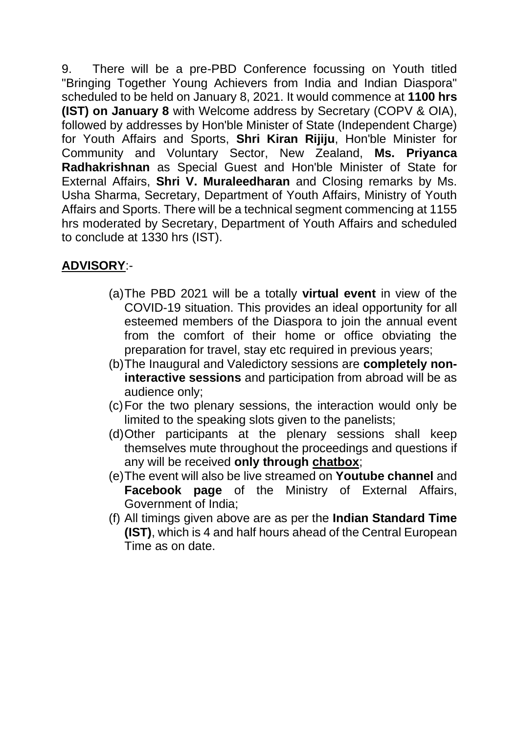9. There will be a pre-PBD Conference focussing on Youth titled "Bringing Together Young Achievers from India and Indian Diaspora" scheduled to be held on January 8, 2021. It would commence at **1100 hrs (IST) on January 8** with Welcome address by Secretary (COPV & OIA), followed by addresses by Hon'ble Minister of State (Independent Charge) for Youth Affairs and Sports, **Shri Kiran Rijiju**, Hon'ble Minister for Community and Voluntary Sector, New Zealand, **Ms. Priyanca Radhakrishnan** as Special Guest and Hon'ble Minister of State for External Affairs, **Shri V. Muraleedharan** and Closing remarks by Ms. Usha Sharma, Secretary, Department of Youth Affairs, Ministry of Youth Affairs and Sports. There will be a technical segment commencing at 1155 hrs moderated by Secretary, Department of Youth Affairs and scheduled to conclude at 1330 hrs (IST).

**ADVISORY**:-

(a) The PBD 2021 will be a totally **virtual event** in view of the COVID-19 situation. This provides an ideal opportunity for all esteemed members of the Diaspora to join the annual event from the comfort of their home or office obviating the preparation for travel, stay etc required in previous years;

(b) The Inaugural and Valedictory sessions are **completely non-interactive sessions** and participation from abroad will be as audience only;

(c) For the two plenary sessions, the interaction would only be limited to the speaking slots given to the panelists;

(d) Other participants at the plenary sessions shall keep themselves mute throughout the proceedings and questions if any will be received **only through chatbox**;

(e) The event will also be live streamed on **Youtube channel** and **Facebook page** of the Ministry of External Affairs, Government of India;

(f) All timings given above are as per the **Indian Standard Time (IST)**, which is 4 and half hours ahead of the Central European Time as on date.